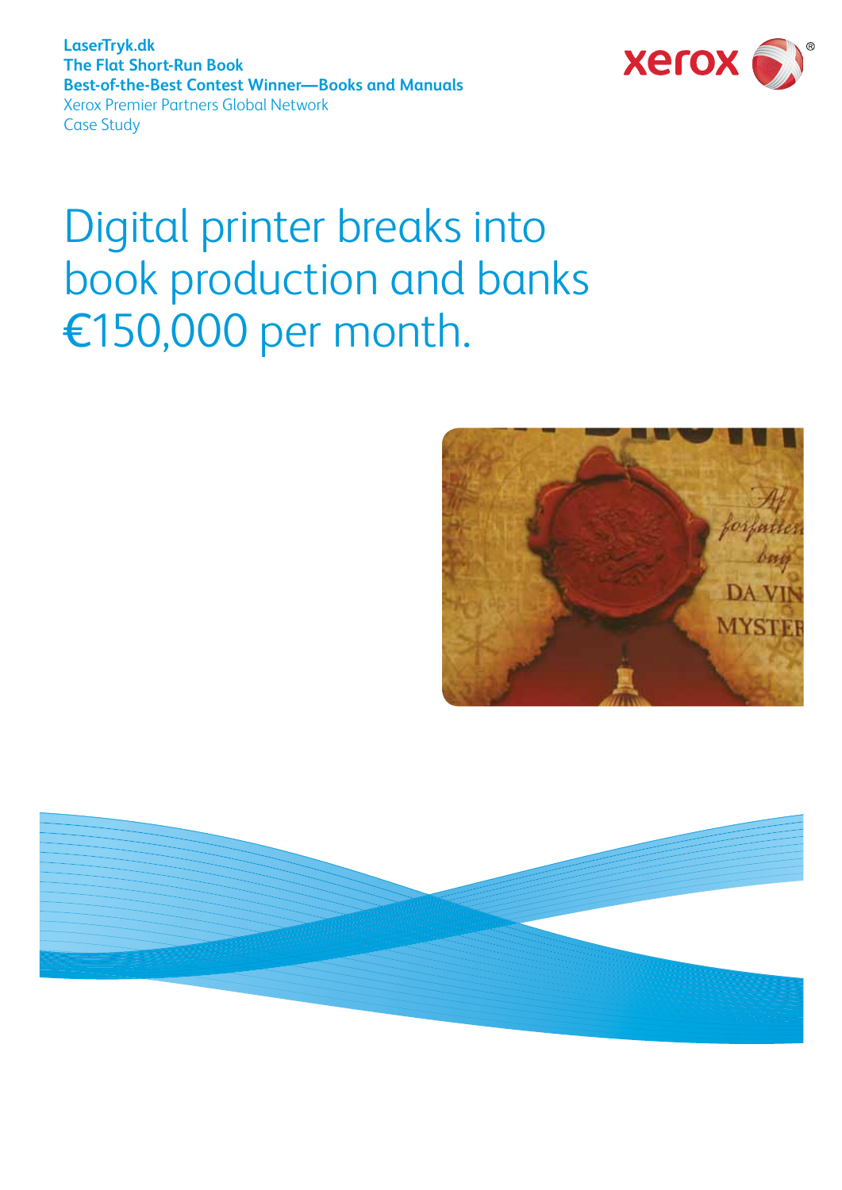**LaserTryk.dk**
**The Flat Short-Run Book**
**Best-of-the-Best Contest Winner—Books and Manuals**
Xerox Premier Partners Global Network
Case Study

# Digital printer breaks into book production and banks €150,000 per month.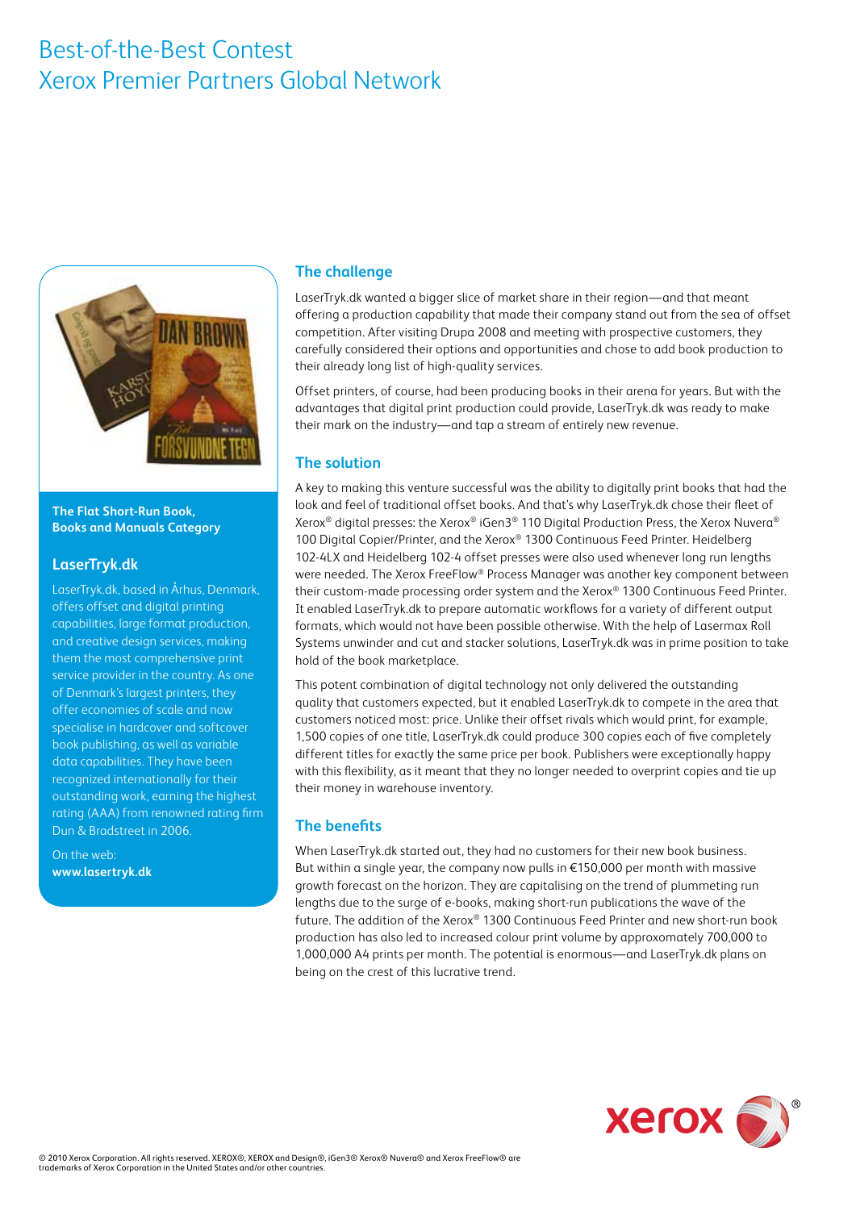# Best-of-the-Best Contest
# Xerox Premier Partners Global Network

**The Flat Short-Run Book, Books and Manuals Category**

## LaserTryk.dk

LaserTryk.dk, based in Århus, Denmark, offers offset and digital printing capabilities, large format production, and creative design services, making them the most comprehensive print service provider in the country. As one of Denmark's largest printers, they offer economies of scale and now specialise in hardcover and softcover book publishing, as well as variable data capabilities. They have been recognized internationally for their outstanding work, earning the highest rating (AAA) from renowned rating firm Dun & Bradstreet in 2006.

On the web:
**www.lasertryk.dk**

## The challenge

LaserTryk.dk wanted a bigger slice of market share in their region—and that meant offering a production capability that made their company stand out from the sea of offset competition. After visiting Drupa 2008 and meeting with prospective customers, they carefully considered their options and opportunities and chose to add book production to their already long list of high-quality services.

Offset printers, of course, had been producing books in their arena for years. But with the advantages that digital print production could provide, LaserTryk.dk was ready to make their mark on the industry—and tap a stream of entirely new revenue.

## The solution

A key to making this venture successful was the ability to digitally print books that had the look and feel of traditional offset books. And that's why LaserTryk.dk chose their fleet of Xerox® digital presses: the Xerox® iGen3® 110 Digital Production Press, the Xerox Nuvera® 100 Digital Copier/Printer, and the Xerox® 1300 Continuous Feed Printer. Heidelberg 102-4LX and Heidelberg 102-4 offset presses were also used whenever long run lengths were needed. The Xerox FreeFlow® Process Manager was another key component between their custom-made processing order system and the Xerox® 1300 Continuous Feed Printer. It enabled LaserTryk.dk to prepare automatic workflows for a variety of different output formats, which would not have been possible otherwise. With the help of Lasermax Roll Systems unwinder and cut and stacker solutions, LaserTryk.dk was in prime position to take hold of the book marketplace.

This potent combination of digital technology not only delivered the outstanding quality that customers expected, but it enabled LaserTryk.dk to compete in the area that customers noticed most: price. Unlike their offset rivals which would print, for example, 1,500 copies of one title, LaserTryk.dk could produce 300 copies each of five completely different titles for exactly the same price per book. Publishers were exceptionally happy with this flexibility, as it meant that they no longer needed to overprint copies and tie up their money in warehouse inventory.

## The benefits

When LaserTryk.dk started out, they had no customers for their new book business. But within a single year, the company now pulls in €150,000 per month with massive growth forecast on the horizon. They are capitalising on the trend of plummeting run lengths due to the surge of e-books, making short-run publications the wave of the future. The addition of the Xerox® 1300 Continuous Feed Printer and new short-run book production has also led to increased colour print volume by approxomately 700,000 to 1,000,000 A4 prints per month. The potential is enormous—and LaserTryk.dk plans on being on the crest of this lucrative trend.

© 2010 Xerox Corporation. All rights reserved. XEROX®, XEROX and Design®, iGen3® Xerox® Nuvera® and Xerox FreeFlow® are trademarks of Xerox Corporation in the United States and/or other countries.